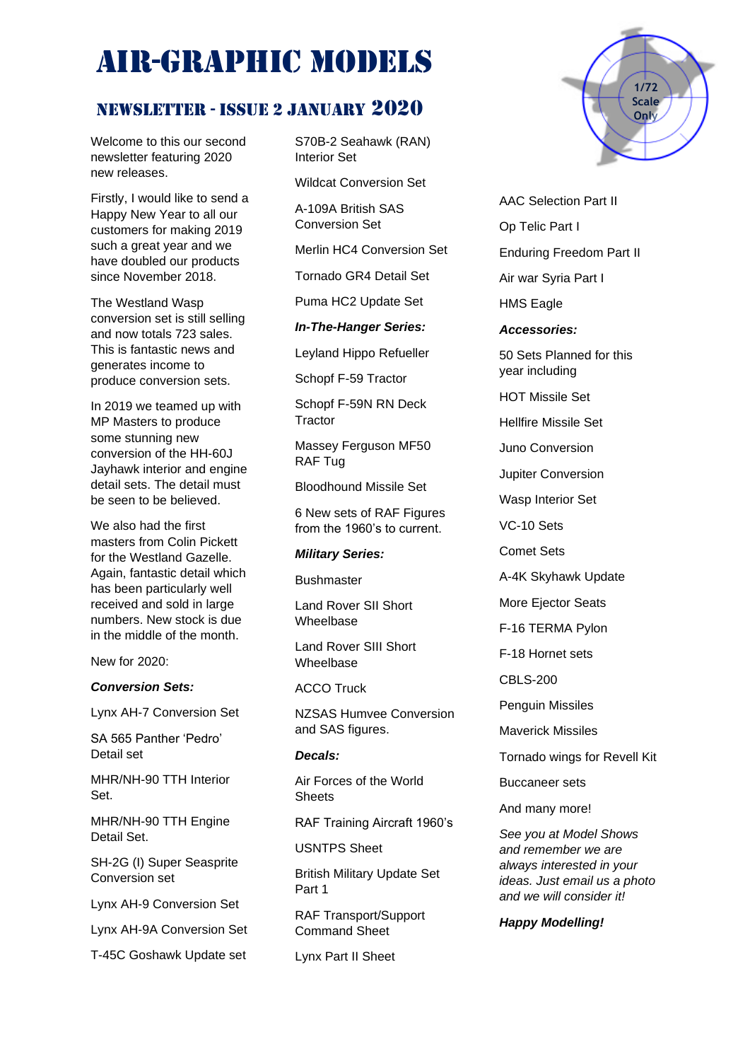# AIR-GRAPHIC MODELS

## NEWSLETTER - ISSUE 2 JANUARY 2020

1/72 Scale Only

Welcome to this our second newsletter featuring 2020 new releases.

Firstly, I would like to send a Happy New Year to all our customers for making 2019 such a great year and we have doubled our products since November 2018.

The Westland Wasp conversion set is still selling and now totals 723 sales. This is fantastic news and generates income to produce conversion sets.

In 2019 we teamed up with MP Masters to produce some stunning new conversion of the HH-60J Jayhawk interior and engine detail sets. The detail must be seen to be believed.

We also had the first masters from Colin Pickett for the Westland Gazelle. Again, fantastic detail which has been particularly well received and sold in large numbers. New stock is due in the middle of the month.

New for 2020:

***Conversion Sets:***

Lynx AH-7 Conversion Set

SA 565 Panther 'Pedro' Detail set

MHR/NH-90 TTH Interior Set.

MHR/NH-90 TTH Engine Detail Set.

SH-2G (I) Super Seasprite Conversion set

Lynx AH-9 Conversion Set

Lynx AH-9A Conversion Set

T-45C Goshawk Update set

S70B-2 Seahawk (RAN) Interior Set

Wildcat Conversion Set

A-109A British SAS Conversion Set

Merlin HC4 Conversion Set

Tornado GR4 Detail Set

Puma HC2 Update Set

***In-The-Hanger Series:***

Leyland Hippo Refueller

Schopf F-59 Tractor

Schopf F-59N RN Deck Tractor

Massey Ferguson MF50 RAF Tug

Bloodhound Missile Set

6 New sets of RAF Figures from the 1960's to current.

***Military Series:***

Bushmaster

Land Rover SII Short Wheelbase

Land Rover SIII Short Wheelbase

ACCO Truck

NZSAS Humvee Conversion and SAS figures.

***Decals:***

Air Forces of the World Sheets

RAF Training Aircraft 1960's

USNTPS Sheet

British Military Update Set Part 1

RAF Transport/Support Command Sheet

Lynx Part II Sheet

AAC Selection Part II

Op Telic Part I

Enduring Freedom Part II

Air war Syria Part I

HMS Eagle

***Accessories:***

50 Sets Planned for this year including

HOT Missile Set

Hellfire Missile Set

Juno Conversion

Jupiter Conversion

Wasp Interior Set

VC-10 Sets

Comet Sets

A-4K Skyhawk Update

More Ejector Seats

F-16 TERMA Pylon

F-18 Hornet sets

CBLS-200

Penguin Missiles

Maverick Missiles

Tornado wings for Revell Kit

Buccaneer sets

And many more!

*See you at Model Shows and remember we are always interested in your ideas. Just email us a photo and we will consider it!*

***Happy Modelling!***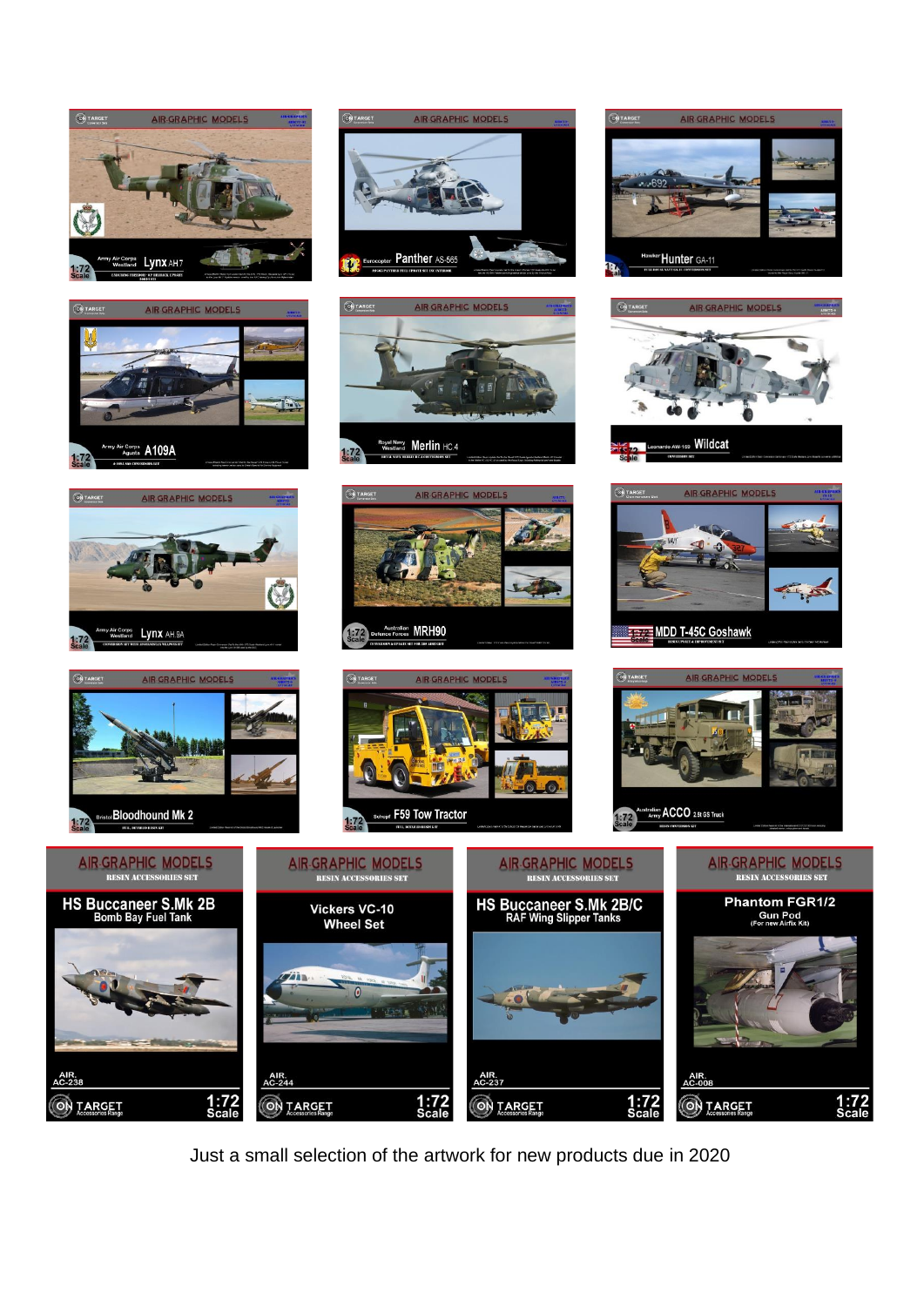Just a small selection of the artwork for new products due in 2020